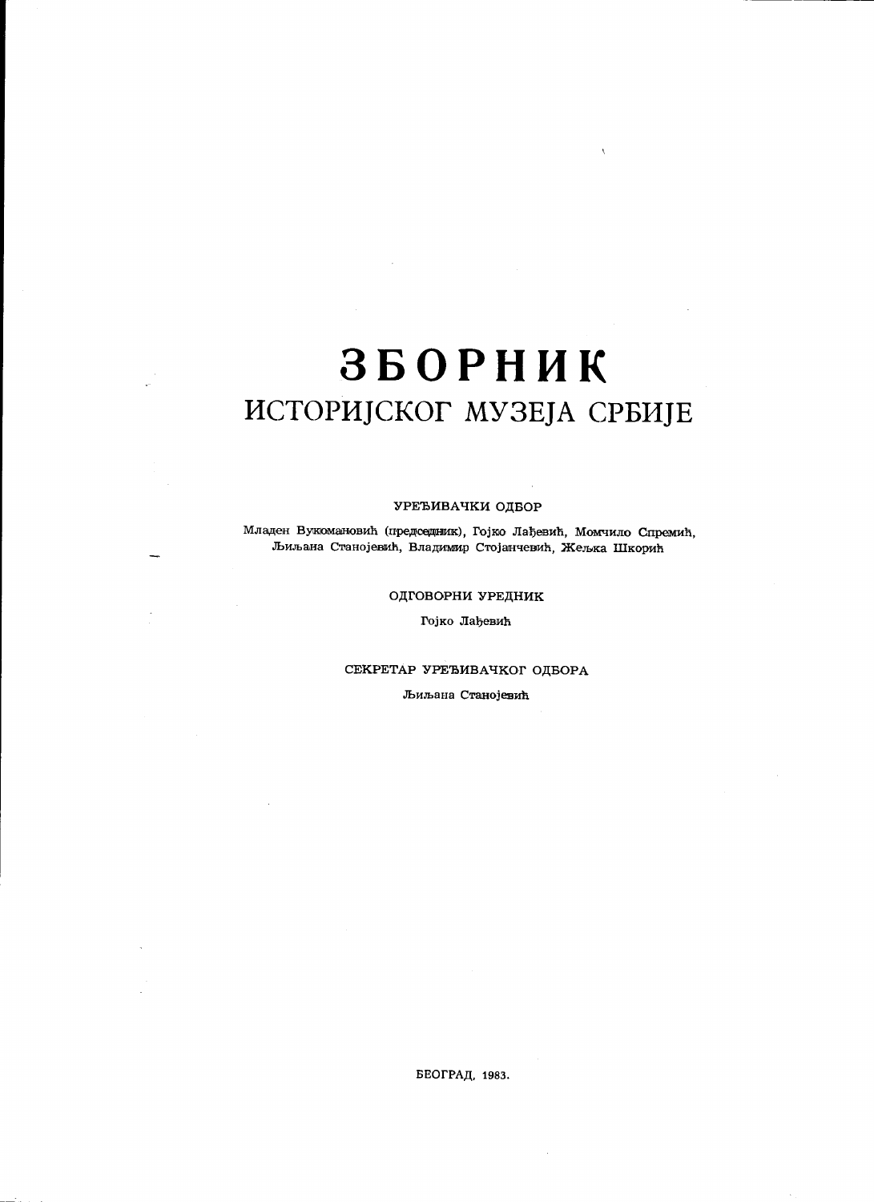# ЗБОРНИК
## ИСТОРИЈСКОГ МУЗЕЈА СРБИЈЕ

УРЕЂИВАЧКИ ОДБОР

Младен Вукомановић (председник), Гојко Лаћевић, Момчило Спремић, Љиљана Станојевић, Владимир Стојанчевић, Жељка Шкорић

ОДГОВОРНИ УРЕДНИК

Гојко Лаћевић

СЕКРЕТАР УРЕЂИВАЧКОГ ОДБОРА

Љиљана Станојевић

БЕОГРАД, 1983.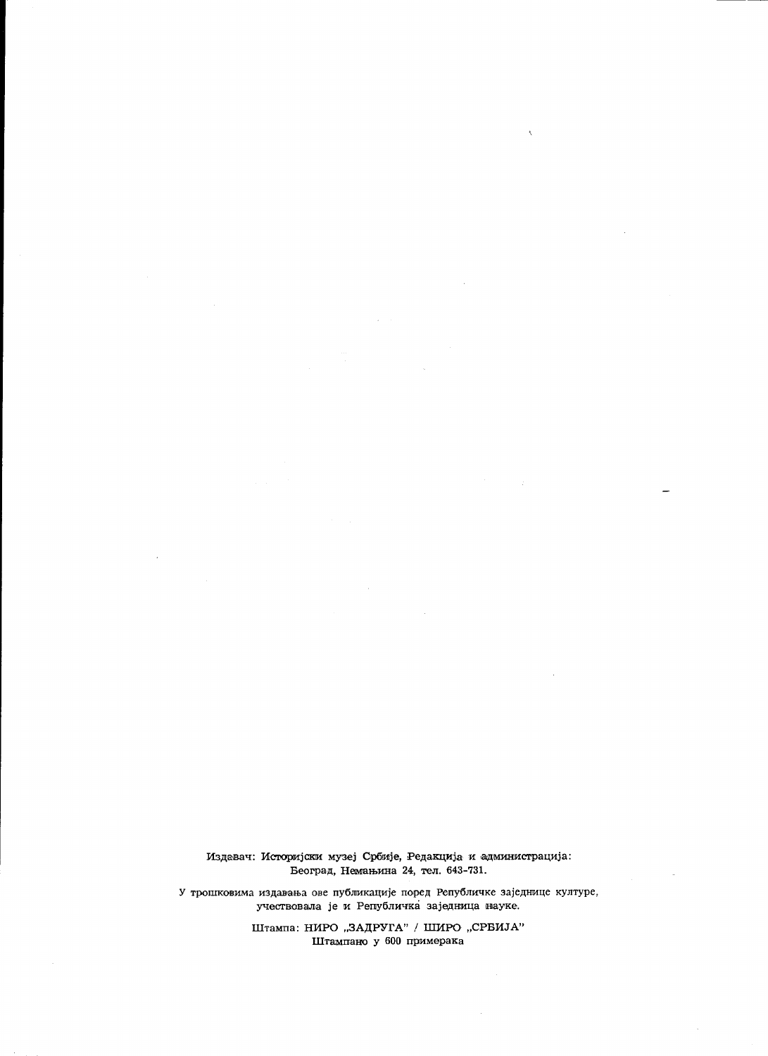Издавач: Историјски музеј Србије, Редакција и администрација:
Београд, Немањина 24, тел. 643-731.

У трошковима издавања ове публикације поред Републичке заједнице културе,
учествовала је и Републичка заједница науке.

Штампа: НИРО „ЗАДРУГА" / ШИРО „СРБИЈА"
Штампано у 600 примерака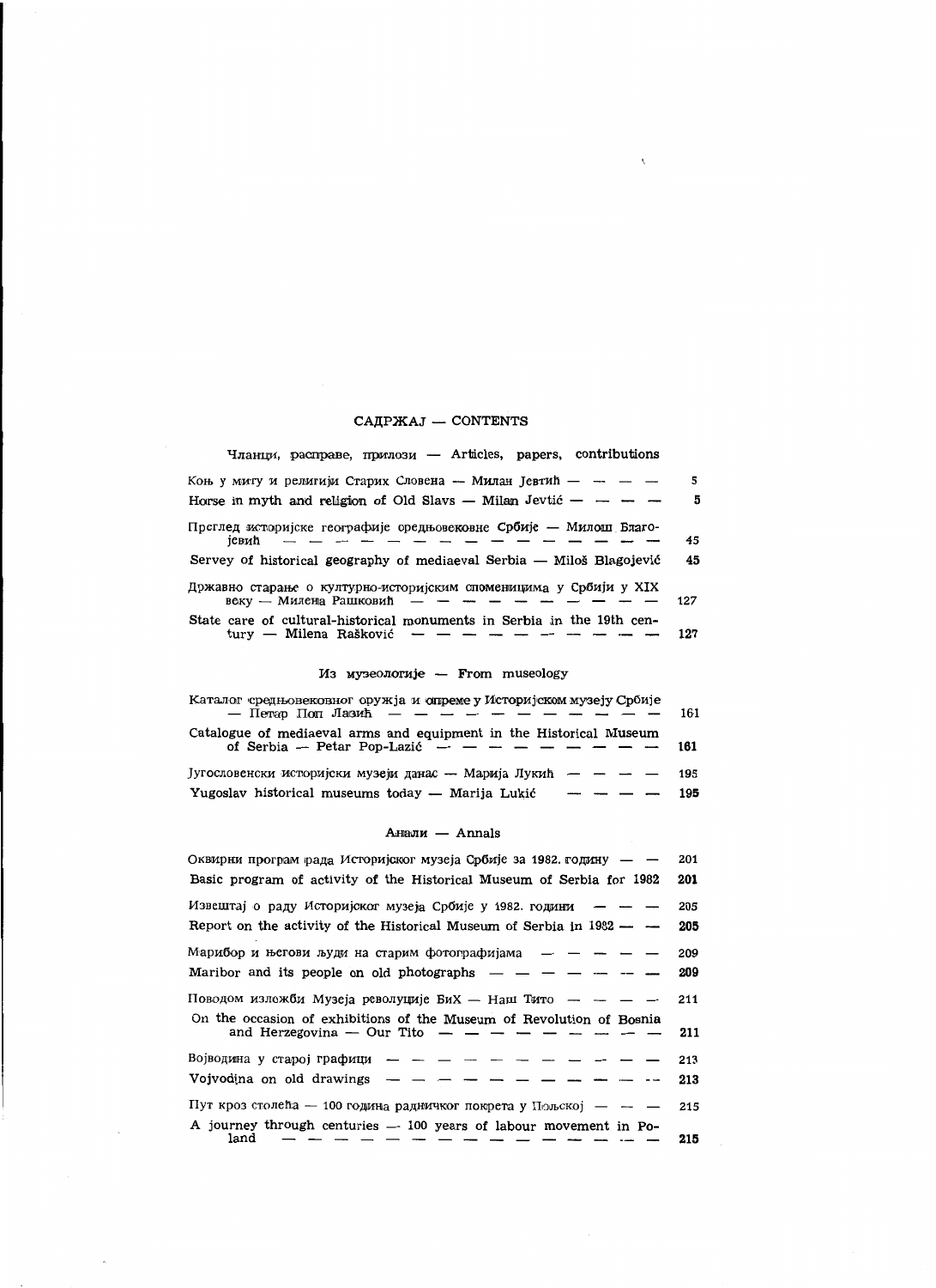# САДРЖАЈ — CONTENTS

## Чланци, расправе, прилози — Articles, papers, contributions

Коњ у миту и религији Старих Словена — Милан Јевтић — — — — 5

Horse in myth and religion of Old Slavs — Milan Jevtić — — — — 5

Преглед историјске географије средњовековне Србије — Милош Благојевић — — — — — — — — — — — — — — — 45

Servey of historical geography of mediaeval Serbia — Miloš Blagojević 45

Државно старање о културно-историјским споменицима у Србији у XIX веку — Милена Рашковић — — — — — — — — — — — 127

State care of cultural-historical monuments in Serbia in the 19th century — Milena Rašković — — — — — — — — — — 127

## Из музеологије — From museology

Каталог средњовековног оружја и опреме у Историјском музеју Србије — Петар Поп Лазић — — — — — — — — — — — — 161

Catalogue of mediaeval arms and equipment in the Historical Museum of Serbia — Petar Pop-Lazić — — — — — — — — — — 161

Југословенски историјски музеји данас — Марија Лукић — — — — 195

Yugoslav historical museums today — Marija Lukić — — — — 195

## Анали — Annals

Оквирни програм рада Историјског музеја Србије за 1982. годину — — 201

Basic program of activity of the Historical Museum of Serbia for 1982 201

Извештај о раду Историјског музеја Србије у 1982. години — — — 205

Report on the activity of the Historical Museum of Serbia in 1982 — — 205

Марибор и његови људи на старим фотографијама — — — — — 209

Maribor and its people on old photographs — — — — — — — 209

Поводом изложби Музеја револуције БиХ — Наш Тито — — — — 211

On the occasion of exhibitions of the Museum of Revolution of Bosnia and Herzegovina — Our Tito — — — — — — — — — 211

Војводина у старој графици — — — — — — — — — — — 213

Vojvodina on old drawings — — — — — — — — — — — 213

Пут кроз столећа — 100 година радничког покрета у Пољској — — — 215

A journey through centuries — 100 years of labour movement in Poland — — — — — — — — — — — — — — 215